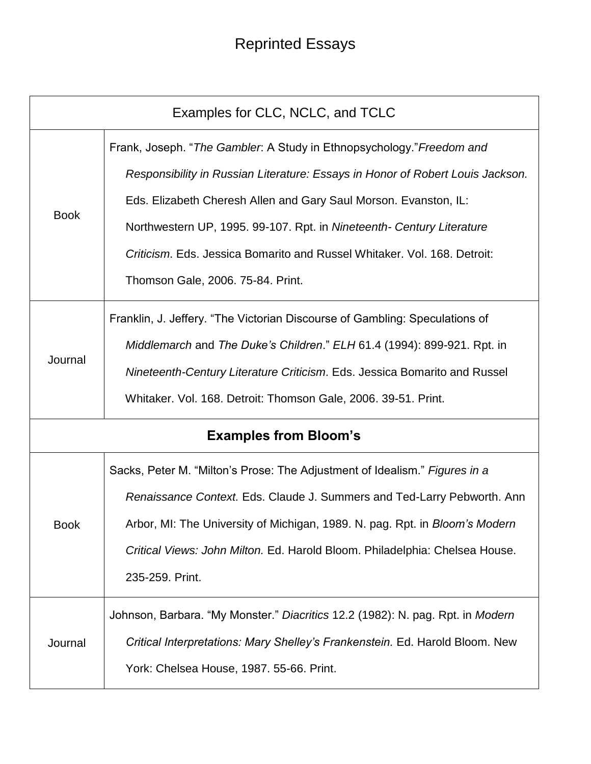# Reprinted Essays

| Examples for CLC, NCLC, and TCLC | |
|---|---|
| Book | Frank, Joseph. "*The Gambler*: A Study in Ethnopsychology."*Freedom and Responsibility in Russian Literature: Essays in Honor of Robert Louis Jackson.* Eds. Elizabeth Cheresh Allen and Gary Saul Morson. Evanston, IL: Northwestern UP, 1995. 99-107. Rpt. in *Nineteenth- Century Literature Criticism*. Eds. Jessica Bomarito and Russel Whitaker. Vol. 168. Detroit: Thomson Gale, 2006. 75-84. Print. |
| Journal | Franklin, J. Jeffery. "The Victorian Discourse of Gambling: Speculations of *Middlemarch* and *The Duke's Children*." *ELH* 61.4 (1994): 899-921. Rpt. in *Nineteenth-Century Literature Criticism*. Eds. Jessica Bomarito and Russel Whitaker. Vol. 168. Detroit: Thomson Gale, 2006. 39-51. Print. |
| **Examples from Bloom's** | |
| Book | Sacks, Peter M. "Milton's Prose: The Adjustment of Idealism." *Figures in a Renaissance Context.* Eds. Claude J. Summers and Ted-Larry Pebworth. Ann Arbor, MI: The University of Michigan, 1989. N. pag. Rpt. in *Bloom's Modern Critical Views: John Milton.* Ed. Harold Bloom. Philadelphia: Chelsea House. 235-259. Print. |
| Journal | Johnson, Barbara. "My Monster." *Diacritics* 12.2 (1982): N. pag. Rpt. in *Modern Critical Interpretations: Mary Shelley's Frankenstein.* Ed. Harold Bloom. New York: Chelsea House, 1987. 55-66. Print. |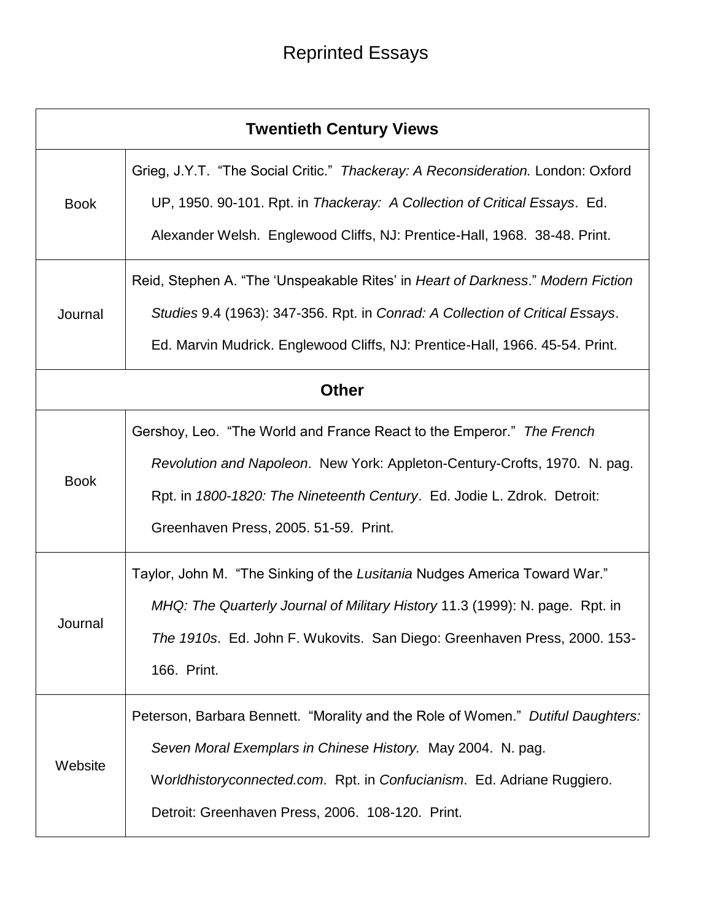# Reprinted Essays

| | |
|---|---|
| **Twentieth Century Views** | |
| Book | Grieg, J.Y.T. "The Social Critic." *Thackeray: A Reconsideration.* London: Oxford UP, 1950. 90-101. Rpt. in *Thackeray: A Collection of Critical Essays*. Ed. Alexander Welsh. Englewood Cliffs, NJ: Prentice-Hall, 1968. 38-48. Print. |
| Journal | Reid, Stephen A. "The 'Unspeakable Rites' in *Heart of Darkness*." *Modern Fiction Studies* 9.4 (1963): 347-356. Rpt. in *Conrad: A Collection of Critical Essays*. Ed. Marvin Mudrick. Englewood Cliffs, NJ: Prentice-Hall, 1966. 45-54. Print. |
| **Other** | |
| Book | Gershoy, Leo. "The World and France React to the Emperor." *The French Revolution and Napoleon*. New York: Appleton-Century-Crofts, 1970. N. pag. Rpt. in *1800-1820: The Nineteenth Century*. Ed. Jodie L. Zdrok. Detroit: Greenhaven Press, 2005. 51-59. Print. |
| Journal | Taylor, John M. "The Sinking of the *Lusitania* Nudges America Toward War." *MHQ: The Quarterly Journal of Military History* 11.3 (1999): N. page. Rpt. in *The 1910s*. Ed. John F. Wukovits. San Diego: Greenhaven Press, 2000. 153-166. Print. |
| Website | Peterson, Barbara Bennett. "Morality and the Role of Women." *Dutiful Daughters: Seven Moral Exemplars in Chinese History.* May 2004. N. pag. W*orldhistoryconnected.com*. Rpt. in *Confucianism*. Ed. Adriane Ruggiero. Detroit: Greenhaven Press, 2006. 108-120. Print. |